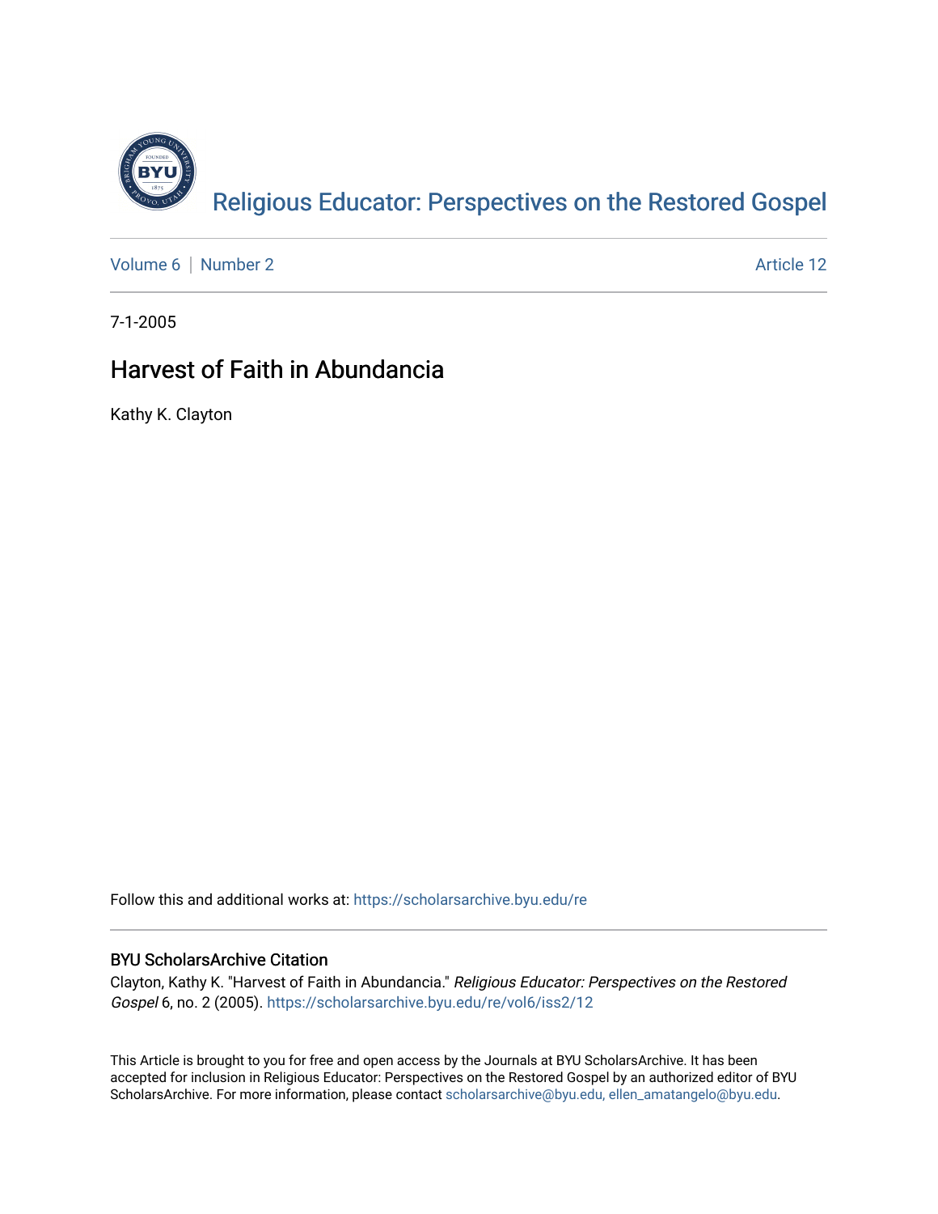Religious Educator: Perspectives on the Restored Gospel

Volume 6 | Number 2 Article 12

7-1-2005

# Harvest of Faith in Abundancia

Kathy K. Clayton

Follow this and additional works at: https://scholarsarchive.byu.edu/re

## BYU ScholarsArchive Citation

Clayton, Kathy K. "Harvest of Faith in Abundancia." *Religious Educator: Perspectives on the Restored Gospel* 6, no. 2 (2005). https://scholarsarchive.byu.edu/re/vol6/iss2/12

This Article is brought to you for free and open access by the Journals at BYU ScholarsArchive. It has been accepted for inclusion in Religious Educator: Perspectives on the Restored Gospel by an authorized editor of BYU ScholarsArchive. For more information, please contact scholarsarchive@byu.edu, ellen_amatangelo@byu.edu.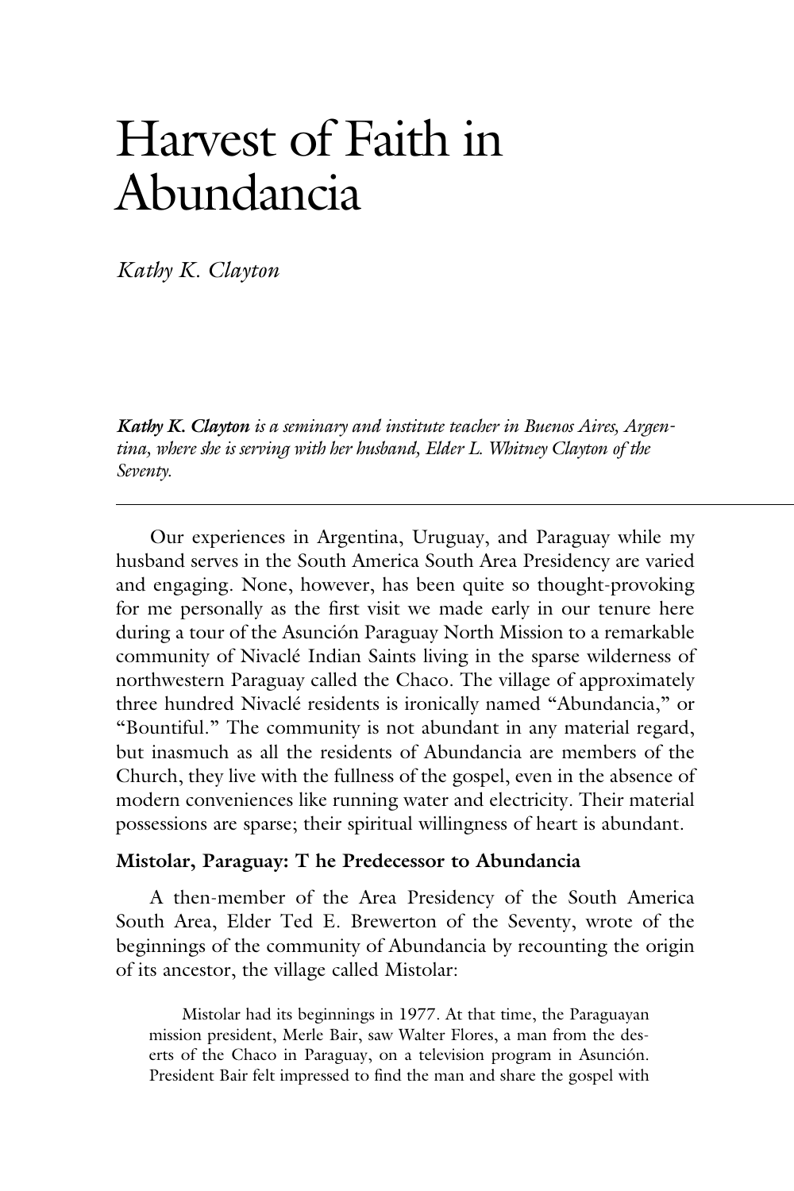# Harvest of Faith in Abundancia

*Kathy K. Clayton*

***Kathy K. Clayton** is a seminary and institute teacher in Buenos Aires, Argentina, where she is serving with her husband, Elder L. Whitney Clayton of the Seventy.*

---

Our experiences in Argentina, Uruguay, and Paraguay while my husband serves in the South America South Area Presidency are varied and engaging. None, however, has been quite so thought-provoking for me personally as the first visit we made early in our tenure here during a tour of the Asunción Paraguay North Mission to a remarkable community of Nivaclé Indian Saints living in the sparse wilderness of northwestern Paraguay called the Chaco. The village of approximately three hundred Nivaclé residents is ironically named "Abundancia," or "Bountiful." The community is not abundant in any material regard, but inasmuch as all the residents of Abundancia are members of the Church, they live with the fullness of the gospel, even in the absence of modern conveniences like running water and electricity. Their material possessions are sparse; their spiritual willingness of heart is abundant.

### Mistolar, Paraguay: The Predecessor to Abundancia

A then-member of the Area Presidency of the South America South Area, Elder Ted E. Brewerton of the Seventy, wrote of the beginnings of the community of Abundancia by recounting the origin of its ancestor, the village called Mistolar:

> Mistolar had its beginnings in 1977. At that time, the Paraguayan mission president, Merle Bair, saw Walter Flores, a man from the deserts of the Chaco in Paraguay, on a television program in Asunción. President Bair felt impressed to find the man and share the gospel with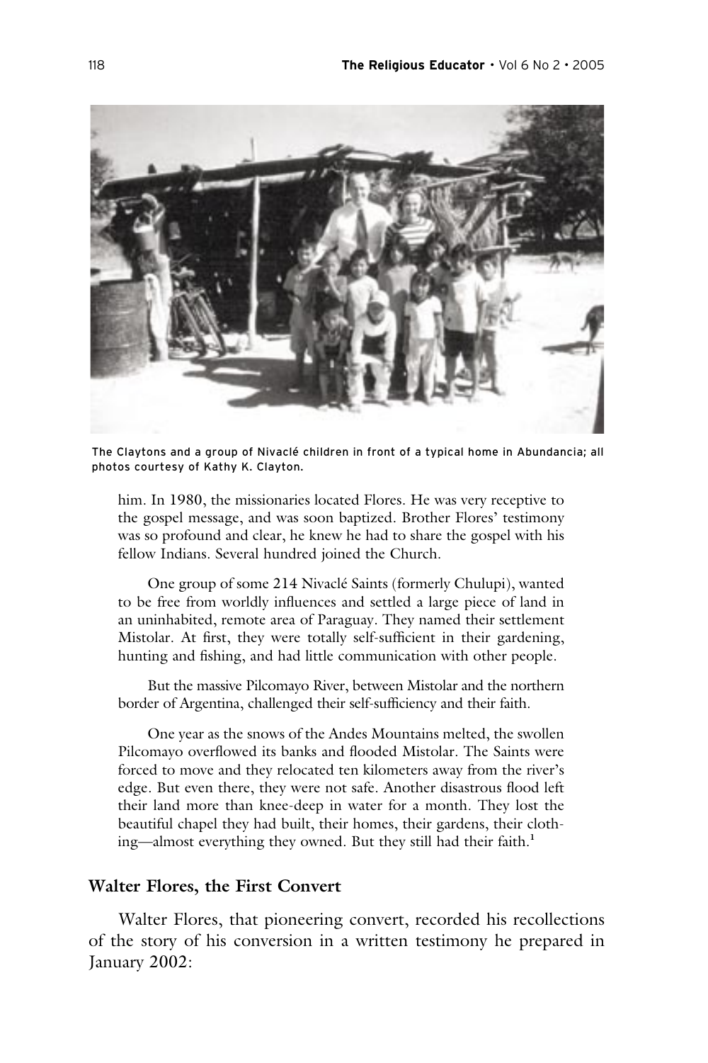The Claytons and a group of Nivaclé children in front of a typical home in Abundancia; all photos courtesy of Kathy K. Clayton.

him. In 1980, the missionaries located Flores. He was very receptive to the gospel message, and was soon baptized. Brother Flores' testimony was so profound and clear, he knew he had to share the gospel with his fellow Indians. Several hundred joined the Church.

One group of some 214 Nivaclé Saints (formerly Chulupi), wanted to be free from worldly influences and settled a large piece of land in an uninhabited, remote area of Paraguay. They named their settlement Mistolar. At first, they were totally self-sufficient in their gardening, hunting and fishing, and had little communication with other people.

But the massive Pilcomayo River, between Mistolar and the northern border of Argentina, challenged their self-sufficiency and their faith.

One year as the snows of the Andes Mountains melted, the swollen Pilcomayo overflowed its banks and flooded Mistolar. The Saints were forced to move and they relocated ten kilometers away from the river's edge. But even there, they were not safe. Another disastrous flood left their land more than knee-deep in water for a month. They lost the beautiful chapel they had built, their homes, their gardens, their clothing—almost everything they owned. But they still had their faith.[1]

## Walter Flores, the First Convert

Walter Flores, that pioneering convert, recorded his recollections of the story of his conversion in a written testimony he prepared in January 2002: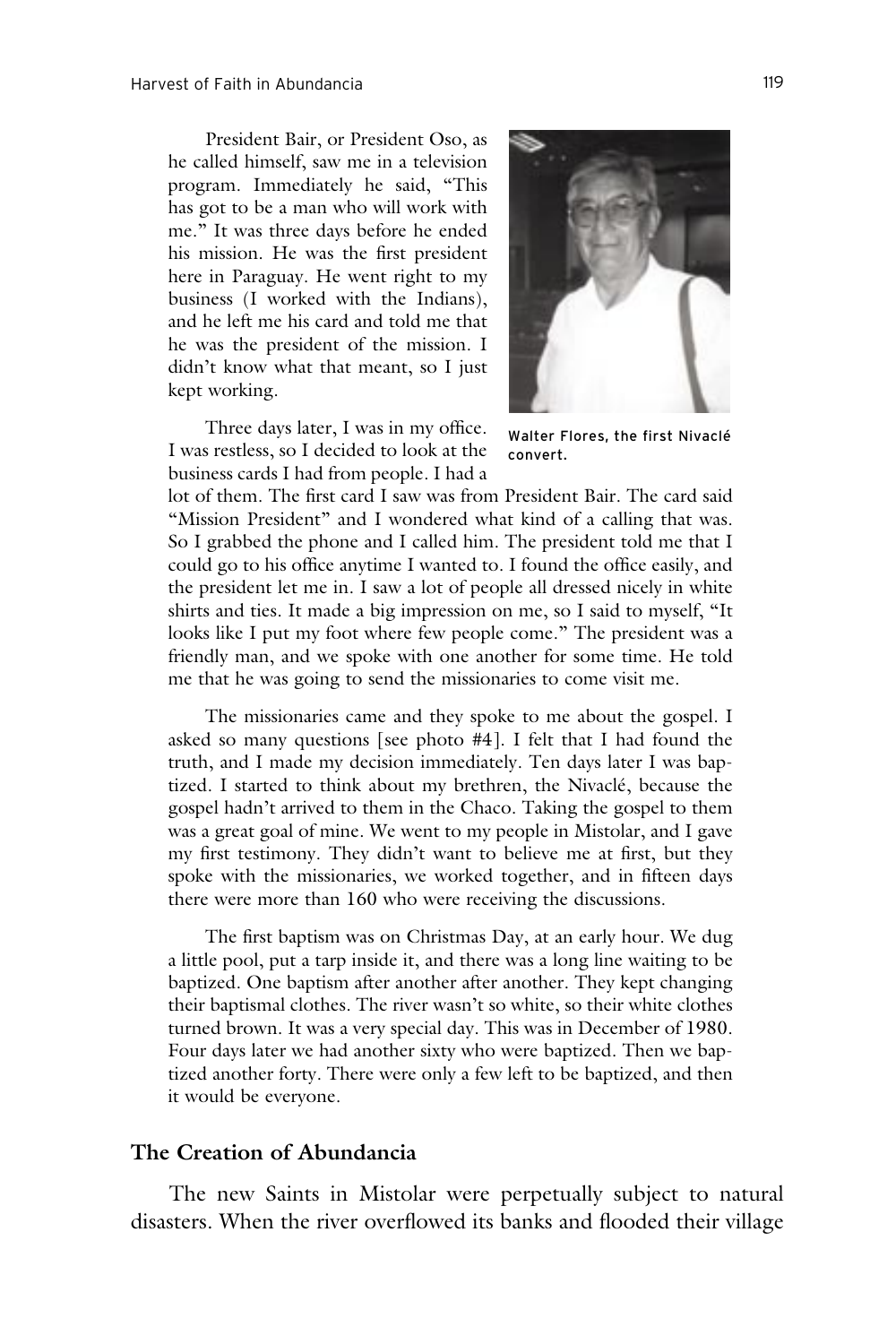President Bair, or President Oso, as he called himself, saw me in a television program. Immediately he said, "This has got to be a man who will work with me." It was three days before he ended his mission. He was the first president here in Paraguay. He went right to my business (I worked with the Indians), and he left me his card and told me that he was the president of the mission. I didn't know what that meant, so I just kept working.

Walter Flores, the first Nivaclé convert.

Three days later, I was in my office. I was restless, so I decided to look at the business cards I had from people. I had a lot of them. The first card I saw was from President Bair. The card said "Mission President" and I wondered what kind of a calling that was. So I grabbed the phone and I called him. The president told me that I could go to his office anytime I wanted to. I found the office easily, and the president let me in. I saw a lot of people all dressed nicely in white shirts and ties. It made a big impression on me, so I said to myself, "It looks like I put my foot where few people come." The president was a friendly man, and we spoke with one another for some time. He told me that he was going to send the missionaries to come visit me.

The missionaries came and they spoke to me about the gospel. I asked so many questions [see photo #4]. I felt that I had found the truth, and I made my decision immediately. Ten days later I was baptized. I started to think about my brethren, the Nivaclé, because the gospel hadn't arrived to them in the Chaco. Taking the gospel to them was a great goal of mine. We went to my people in Mistolar, and I gave my first testimony. They didn't want to believe me at first, but they spoke with the missionaries, we worked together, and in fifteen days there were more than 160 who were receiving the discussions.

The first baptism was on Christmas Day, at an early hour. We dug a little pool, put a tarp inside it, and there was a long line waiting to be baptized. One baptism after another after another. They kept changing their baptismal clothes. The river wasn't so white, so their white clothes turned brown. It was a very special day. This was in December of 1980. Four days later we had another sixty who were baptized. Then we baptized another forty. There were only a few left to be baptized, and then it would be everyone.

## The Creation of Abundancia

The new Saints in Mistolar were perpetually subject to natural disasters. When the river overflowed its banks and flooded their village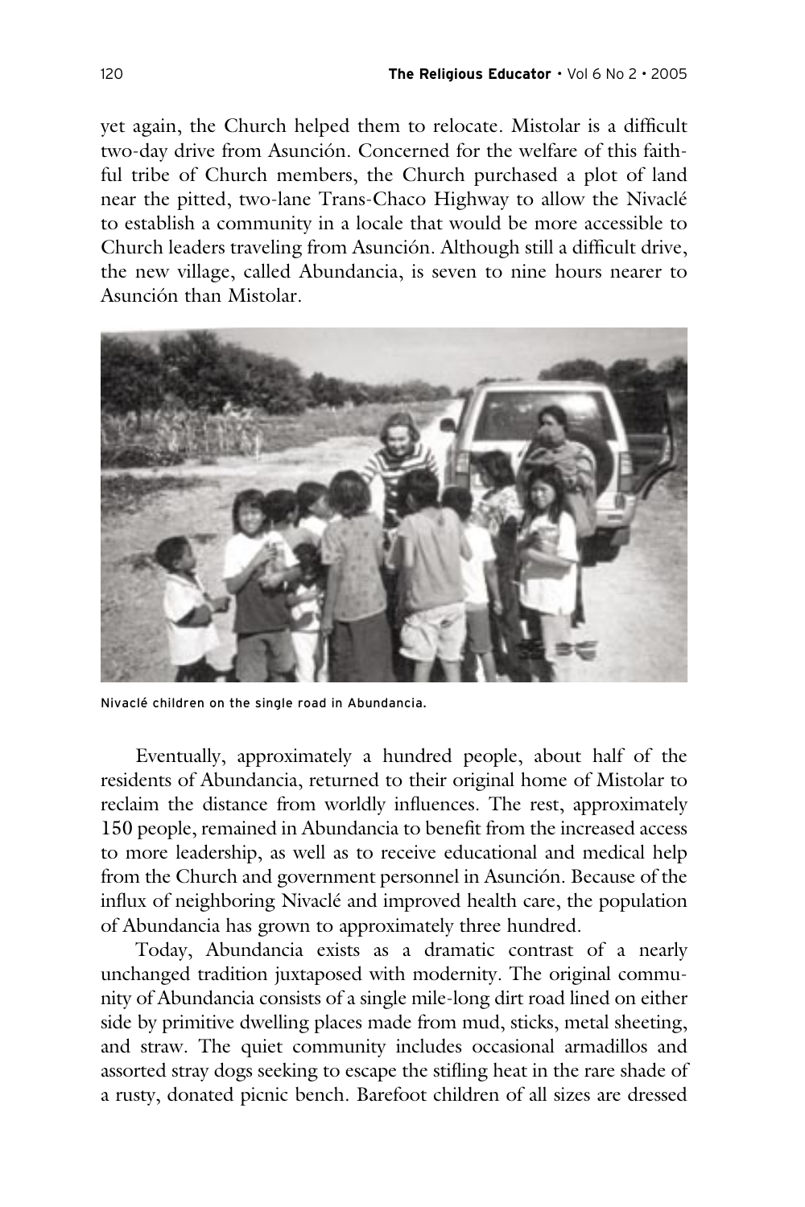yet again, the Church helped them to relocate. Mistolar is a difficult two-day drive from Asunción. Concerned for the welfare of this faithful tribe of Church members, the Church purchased a plot of land near the pitted, two-lane Trans-Chaco Highway to allow the Nivaclé to establish a community in a locale that would be more accessible to Church leaders traveling from Asunción. Although still a difficult drive, the new village, called Abundancia, is seven to nine hours nearer to Asunción than Mistolar.

Nivaclé children on the single road in Abundancia.

Eventually, approximately a hundred people, about half of the residents of Abundancia, returned to their original home of Mistolar to reclaim the distance from worldly influences. The rest, approximately 150 people, remained in Abundancia to benefit from the increased access to more leadership, as well as to receive educational and medical help from the Church and government personnel in Asunción. Because of the influx of neighboring Nivaclé and improved health care, the population of Abundancia has grown to approximately three hundred.

Today, Abundancia exists as a dramatic contrast of a nearly unchanged tradition juxtaposed with modernity. The original community of Abundancia consists of a single mile-long dirt road lined on either side by primitive dwelling places made from mud, sticks, metal sheeting, and straw. The quiet community includes occasional armadillos and assorted stray dogs seeking to escape the stifling heat in the rare shade of a rusty, donated picnic bench. Barefoot children of all sizes are dressed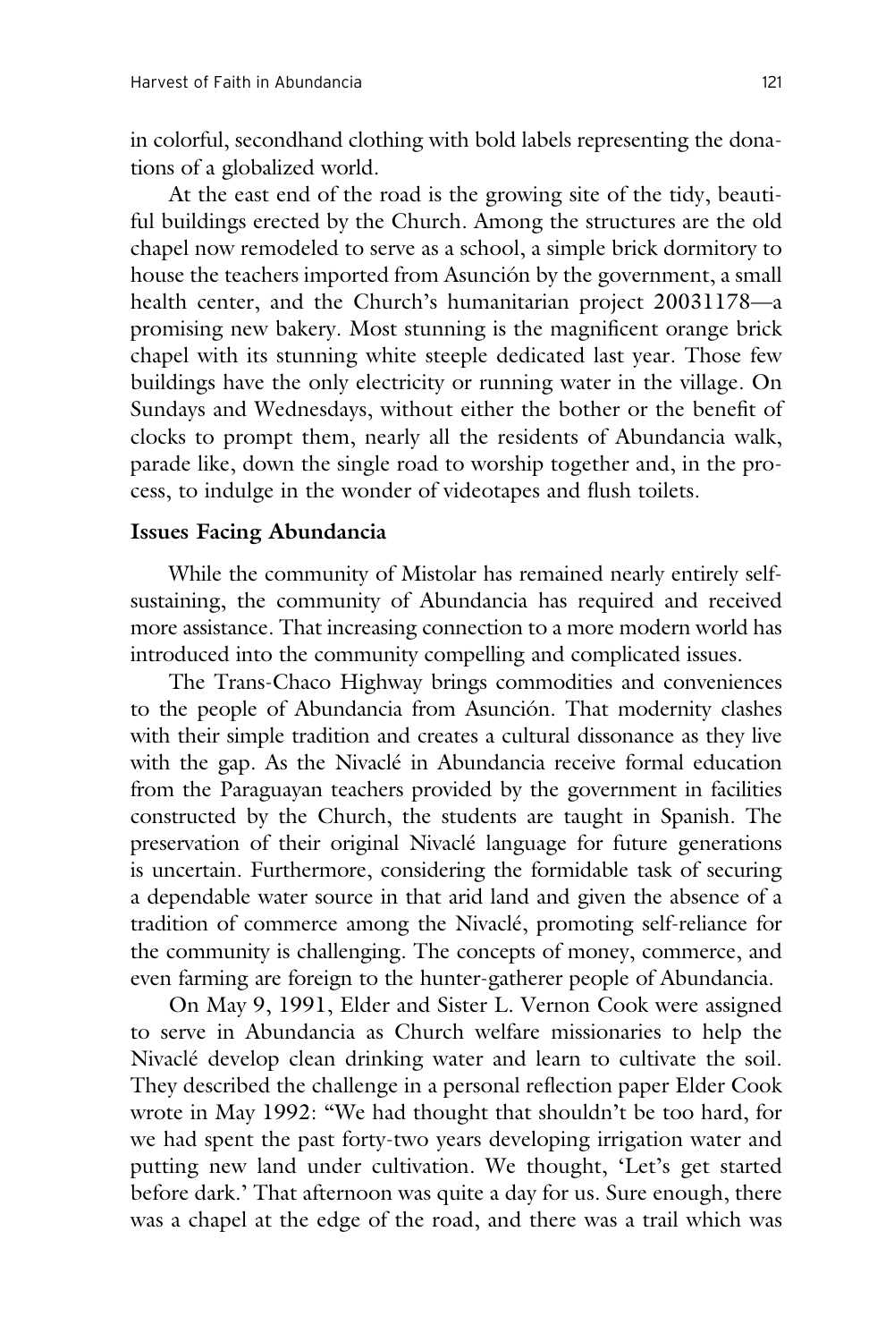in colorful, secondhand clothing with bold labels representing the donations of a globalized world.

At the east end of the road is the growing site of the tidy, beautiful buildings erected by the Church. Among the structures are the old chapel now remodeled to serve as a school, a simple brick dormitory to house the teachers imported from Asunción by the government, a small health center, and the Church's humanitarian project 20031178—a promising new bakery. Most stunning is the magnificent orange brick chapel with its stunning white steeple dedicated last year. Those few buildings have the only electricity or running water in the village. On Sundays and Wednesdays, without either the bother or the benefit of clocks to prompt them, nearly all the residents of Abundancia walk, parade like, down the single road to worship together and, in the process, to indulge in the wonder of videotapes and flush toilets.

### Issues Facing Abundancia

While the community of Mistolar has remained nearly entirely self-sustaining, the community of Abundancia has required and received more assistance. That increasing connection to a more modern world has introduced into the community compelling and complicated issues.

The Trans-Chaco Highway brings commodities and conveniences to the people of Abundancia from Asunción. That modernity clashes with their simple tradition and creates a cultural dissonance as they live with the gap. As the Nivaclé in Abundancia receive formal education from the Paraguayan teachers provided by the government in facilities constructed by the Church, the students are taught in Spanish. The preservation of their original Nivaclé language for future generations is uncertain. Furthermore, considering the formidable task of securing a dependable water source in that arid land and given the absence of a tradition of commerce among the Nivaclé, promoting self-reliance for the community is challenging. The concepts of money, commerce, and even farming are foreign to the hunter-gatherer people of Abundancia.

On May 9, 1991, Elder and Sister L. Vernon Cook were assigned to serve in Abundancia as Church welfare missionaries to help the Nivaclé develop clean drinking water and learn to cultivate the soil. They described the challenge in a personal reflection paper Elder Cook wrote in May 1992: "We had thought that shouldn't be too hard, for we had spent the past forty-two years developing irrigation water and putting new land under cultivation. We thought, 'Let's get started before dark.' That afternoon was quite a day for us. Sure enough, there was a chapel at the edge of the road, and there was a trail which was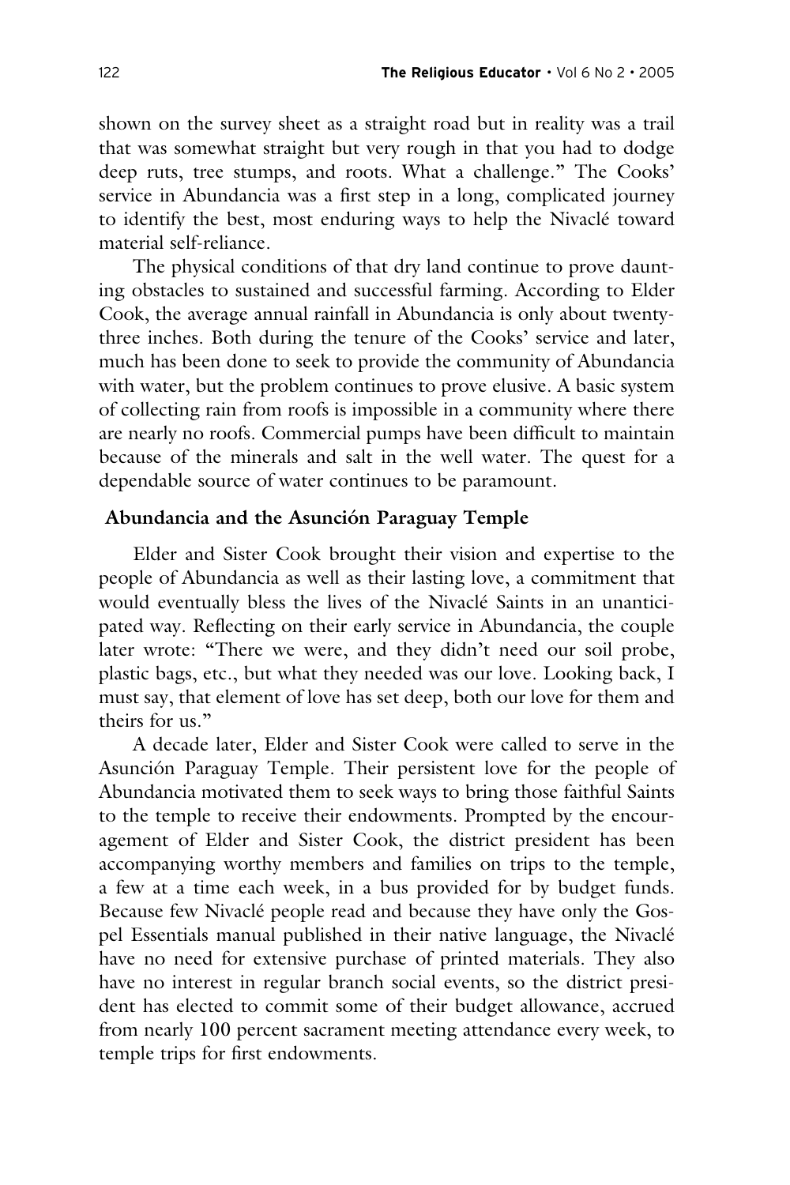shown on the survey sheet as a straight road but in reality was a trail that was somewhat straight but very rough in that you had to dodge deep ruts, tree stumps, and roots. What a challenge." The Cooks' service in Abundancia was a first step in a long, complicated journey to identify the best, most enduring ways to help the Nivaclé toward material self-reliance.

The physical conditions of that dry land continue to prove daunting obstacles to sustained and successful farming. According to Elder Cook, the average annual rainfall in Abundancia is only about twenty-three inches. Both during the tenure of the Cooks' service and later, much has been done to seek to provide the community of Abundancia with water, but the problem continues to prove elusive. A basic system of collecting rain from roofs is impossible in a community where there are nearly no roofs. Commercial pumps have been difficult to maintain because of the minerals and salt in the well water. The quest for a dependable source of water continues to be paramount.

### Abundancia and the Asunción Paraguay Temple

Elder and Sister Cook brought their vision and expertise to the people of Abundancia as well as their lasting love, a commitment that would eventually bless the lives of the Nivaclé Saints in an unanticipated way. Reflecting on their early service in Abundancia, the couple later wrote: "There we were, and they didn't need our soil probe, plastic bags, etc., but what they needed was our love. Looking back, I must say, that element of love has set deep, both our love for them and theirs for us."

A decade later, Elder and Sister Cook were called to serve in the Asunción Paraguay Temple. Their persistent love for the people of Abundancia motivated them to seek ways to bring those faithful Saints to the temple to receive their endowments. Prompted by the encouragement of Elder and Sister Cook, the district president has been accompanying worthy members and families on trips to the temple, a few at a time each week, in a bus provided for by budget funds. Because few Nivaclé people read and because they have only the Gospel Essentials manual published in their native language, the Nivaclé have no need for extensive purchase of printed materials. They also have no interest in regular branch social events, so the district president has elected to commit some of their budget allowance, accrued from nearly 100 percent sacrament meeting attendance every week, to temple trips for first endowments.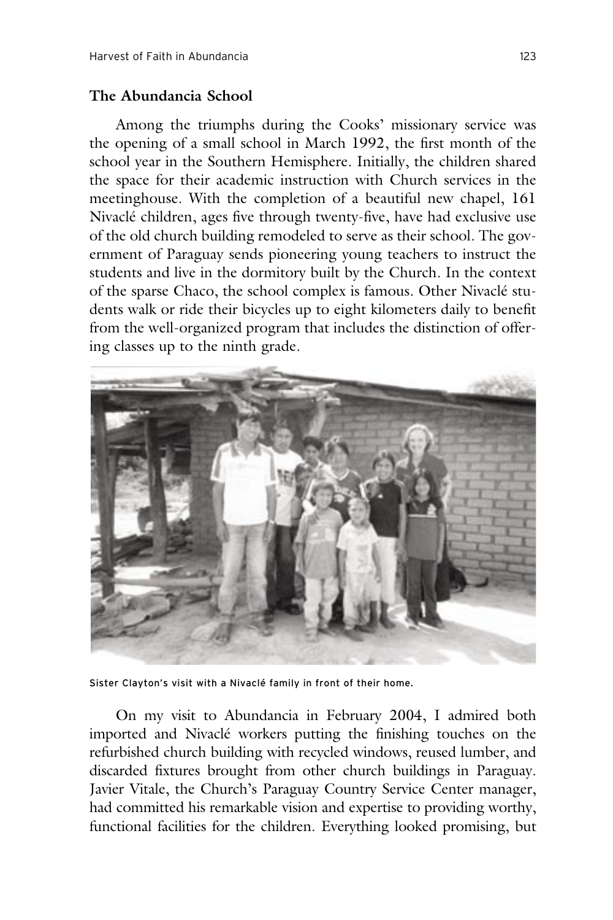## The Abundancia School

Among the triumphs during the Cooks' missionary service was the opening of a small school in March 1992, the first month of the school year in the Southern Hemisphere. Initially, the children shared the space for their academic instruction with Church services in the meetinghouse. With the completion of a beautiful new chapel, 161 Nivaclé children, ages five through twenty-five, have had exclusive use of the old church building remodeled to serve as their school. The government of Paraguay sends pioneering young teachers to instruct the students and live in the dormitory built by the Church. In the context of the sparse Chaco, the school complex is famous. Other Nivaclé students walk or ride their bicycles up to eight kilometers daily to benefit from the well-organized program that includes the distinction of offering classes up to the ninth grade.

Sister Clayton's visit with a Nivaclé family in front of their home.

On my visit to Abundancia in February 2004, I admired both imported and Nivaclé workers putting the finishing touches on the refurbished church building with recycled windows, reused lumber, and discarded fixtures brought from other church buildings in Paraguay. Javier Vitale, the Church's Paraguay Country Service Center manager, had committed his remarkable vision and expertise to providing worthy, functional facilities for the children. Everything looked promising, but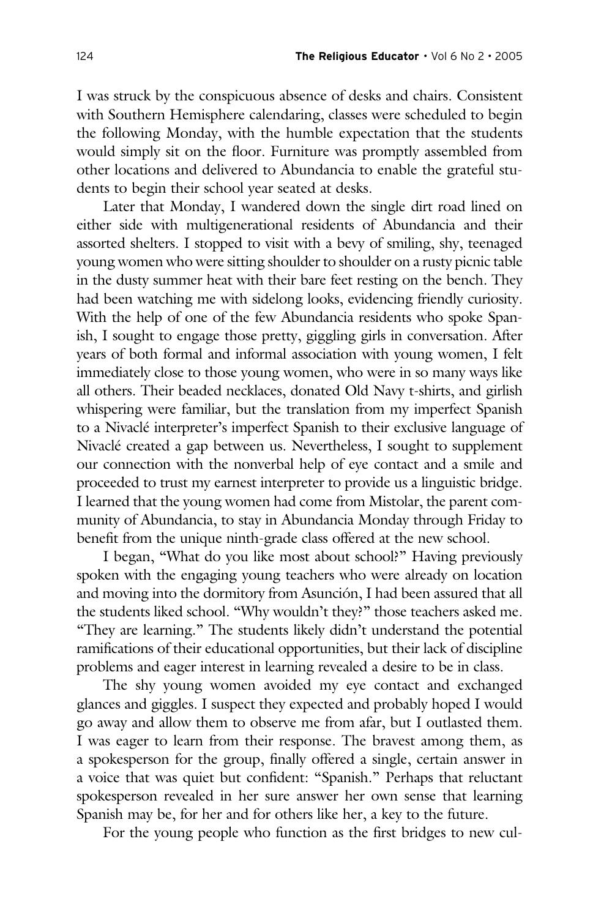I was struck by the conspicuous absence of desks and chairs. Consistent with Southern Hemisphere calendaring, classes were scheduled to begin the following Monday, with the humble expectation that the students would simply sit on the floor. Furniture was promptly assembled from other locations and delivered to Abundancia to enable the grateful students to begin their school year seated at desks.

Later that Monday, I wandered down the single dirt road lined on either side with multigenerational residents of Abundancia and their assorted shelters. I stopped to visit with a bevy of smiling, shy, teenaged young women who were sitting shoulder to shoulder on a rusty picnic table in the dusty summer heat with their bare feet resting on the bench. They had been watching me with sidelong looks, evidencing friendly curiosity. With the help of one of the few Abundancia residents who spoke Spanish, I sought to engage those pretty, giggling girls in conversation. After years of both formal and informal association with young women, I felt immediately close to those young women, who were in so many ways like all others. Their beaded necklaces, donated Old Navy t-shirts, and girlish whispering were familiar, but the translation from my imperfect Spanish to a Nivaclé interpreter's imperfect Spanish to their exclusive language of Nivaclé created a gap between us. Nevertheless, I sought to supplement our connection with the nonverbal help of eye contact and a smile and proceeded to trust my earnest interpreter to provide us a linguistic bridge. I learned that the young women had come from Mistolar, the parent community of Abundancia, to stay in Abundancia Monday through Friday to benefit from the unique ninth-grade class offered at the new school.

I began, "What do you like most about school?" Having previously spoken with the engaging young teachers who were already on location and moving into the dormitory from Asunción, I had been assured that all the students liked school. "Why wouldn't they?" those teachers asked me. "They are learning." The students likely didn't understand the potential ramifications of their educational opportunities, but their lack of discipline problems and eager interest in learning revealed a desire to be in class.

The shy young women avoided my eye contact and exchanged glances and giggles. I suspect they expected and probably hoped I would go away and allow them to observe me from afar, but I outlasted them. I was eager to learn from their response. The bravest among them, as a spokesperson for the group, finally offered a single, certain answer in a voice that was quiet but confident: "Spanish." Perhaps that reluctant spokesperson revealed in her sure answer her own sense that learning Spanish may be, for her and for others like her, a key to the future.

For the young people who function as the first bridges to new cul-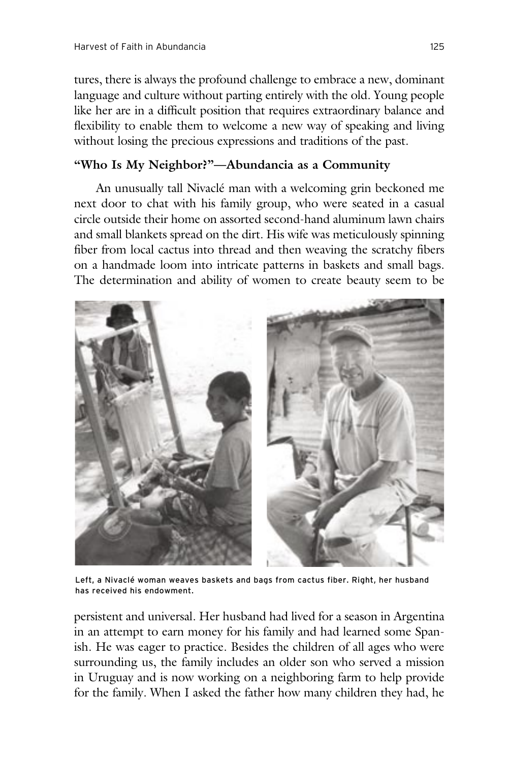tures, there is always the profound challenge to embrace a new, dominant language and culture without parting entirely with the old. Young people like her are in a difficult position that requires extraordinary balance and flexibility to enable them to welcome a new way of speaking and living without losing the precious expressions and traditions of the past.

## "Who Is My Neighbor?"—Abundancia as a Community

An unusually tall Nivaclé man with a welcoming grin beckoned me next door to chat with his family group, who were seated in a casual circle outside their home on assorted second-hand aluminum lawn chairs and small blankets spread on the dirt. His wife was meticulously spinning fiber from local cactus into thread and then weaving the scratchy fibers on a handmade loom into intricate patterns in baskets and small bags. The determination and ability of women to create beauty seem to be persistent and universal. Her husband had lived for a season in Argentina in an attempt to earn money for his family and had learned some Spanish. He was eager to practice. Besides the children of all ages who were surrounding us, the family includes an older son who served a mission in Uruguay and is now working on a neighboring farm to help provide for the family. When I asked the father how many children they had, he

Left, a Nivaclé woman weaves baskets and bags from cactus fiber. Right, her husband has received his endowment.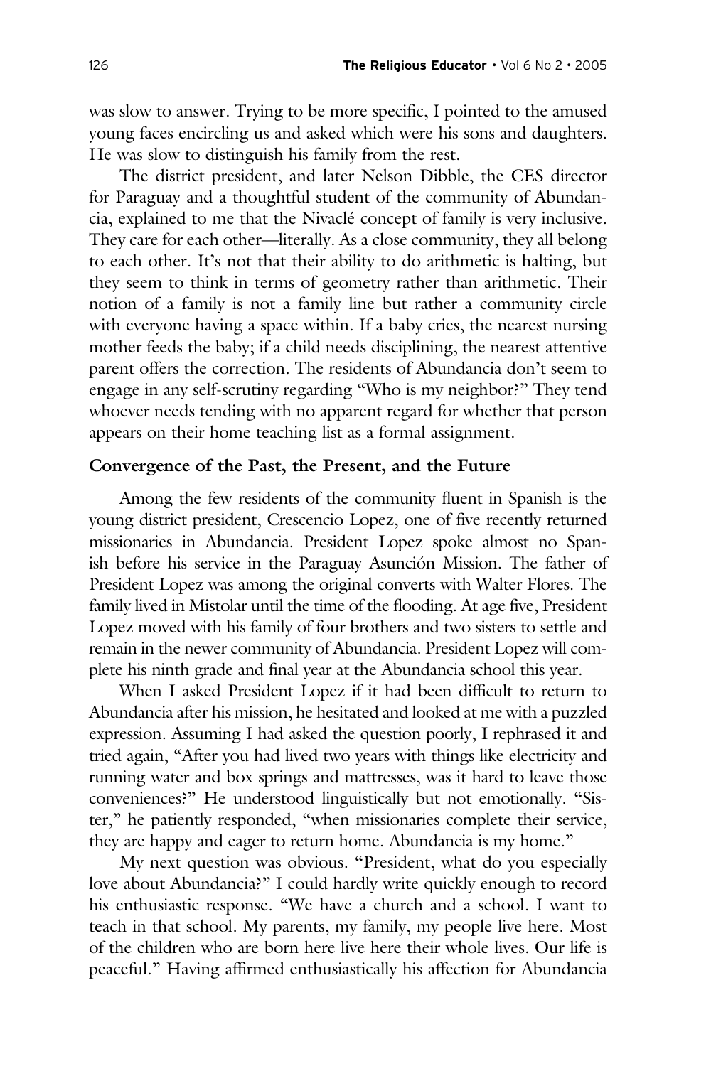was slow to answer. Trying to be more specific, I pointed to the amused young faces encircling us and asked which were his sons and daughters. He was slow to distinguish his family from the rest.

The district president, and later Nelson Dibble, the CES director for Paraguay and a thoughtful student of the community of Abundancia, explained to me that the Nivaclé concept of family is very inclusive. They care for each other—literally. As a close community, they all belong to each other. It's not that their ability to do arithmetic is halting, but they seem to think in terms of geometry rather than arithmetic. Their notion of a family is not a family line but rather a community circle with everyone having a space within. If a baby cries, the nearest nursing mother feeds the baby; if a child needs disciplining, the nearest attentive parent offers the correction. The residents of Abundancia don't seem to engage in any self-scrutiny regarding "Who is my neighbor?" They tend whoever needs tending with no apparent regard for whether that person appears on their home teaching list as a formal assignment.

## Convergence of the Past, the Present, and the Future

Among the few residents of the community fluent in Spanish is the young district president, Crescencio Lopez, one of five recently returned missionaries in Abundancia. President Lopez spoke almost no Spanish before his service in the Paraguay Asunción Mission. The father of President Lopez was among the original converts with Walter Flores. The family lived in Mistolar until the time of the flooding. At age five, President Lopez moved with his family of four brothers and two sisters to settle and remain in the newer community of Abundancia. President Lopez will complete his ninth grade and final year at the Abundancia school this year.

When I asked President Lopez if it had been difficult to return to Abundancia after his mission, he hesitated and looked at me with a puzzled expression. Assuming I had asked the question poorly, I rephrased it and tried again, "After you had lived two years with things like electricity and running water and box springs and mattresses, was it hard to leave those conveniences?" He understood linguistically but not emotionally. "Sister," he patiently responded, "when missionaries complete their service, they are happy and eager to return home. Abundancia is my home."

My next question was obvious. "President, what do you especially love about Abundancia?" I could hardly write quickly enough to record his enthusiastic response. "We have a church and a school. I want to teach in that school. My parents, my family, my people live here. Most of the children who are born here live here their whole lives. Our life is peaceful." Having affirmed enthusiastically his affection for Abundancia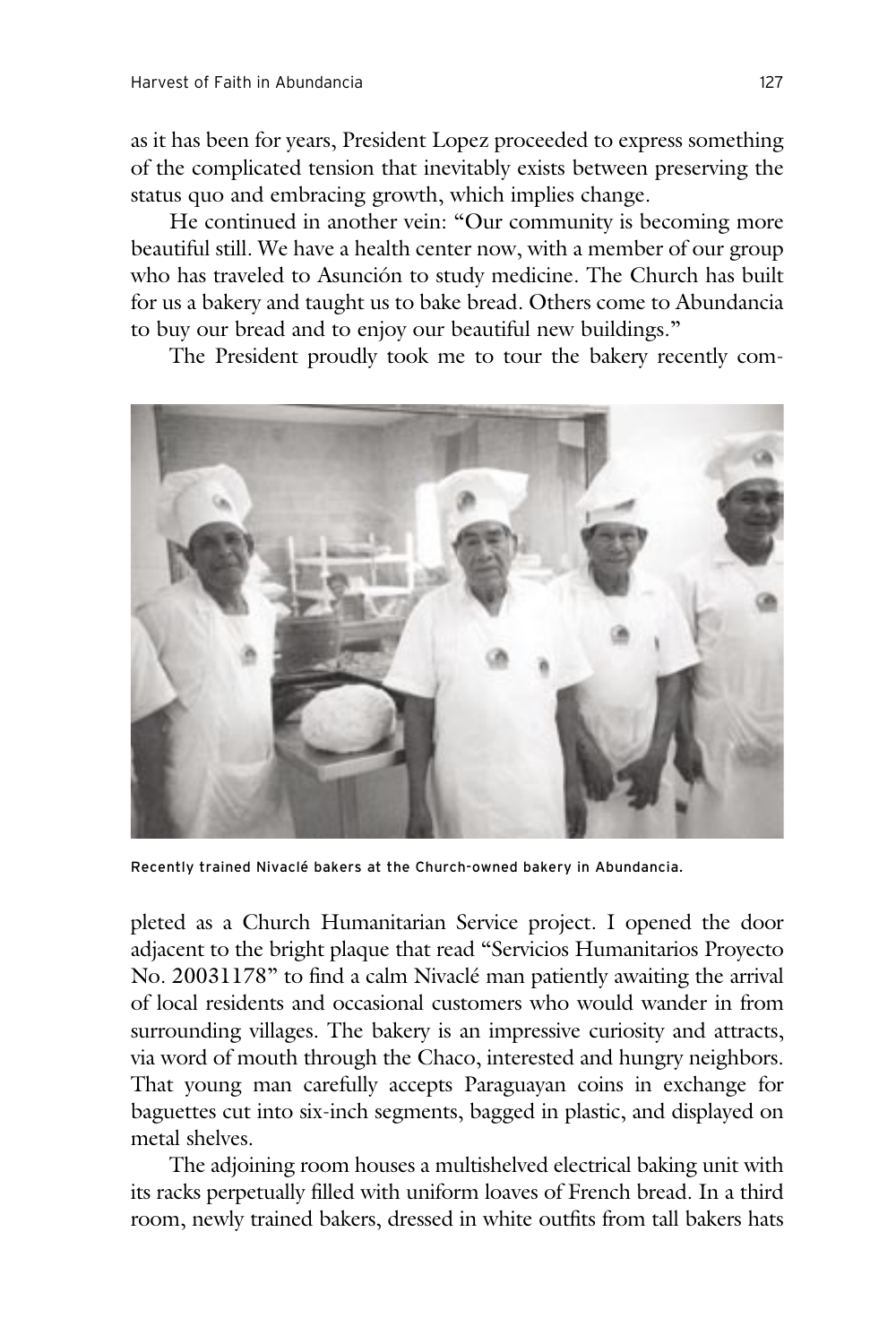as it has been for years, President Lopez proceeded to express something of the complicated tension that inevitably exists between preserving the status quo and embracing growth, which implies change.

He continued in another vein: "Our community is becoming more beautiful still. We have a health center now, with a member of our group who has traveled to Asunción to study medicine. The Church has built for us a bakery and taught us to bake bread. Others come to Abundancia to buy our bread and to enjoy our beautiful new buildings."

The President proudly took me to tour the bakery recently completed as a Church Humanitarian Service project. I opened the door adjacent to the bright plaque that read "Servicios Humanitarios Proyecto No. 20031178" to find a calm Nivaclé man patiently awaiting the arrival of local residents and occasional customers who would wander in from surrounding villages. The bakery is an impressive curiosity and attracts, via word of mouth through the Chaco, interested and hungry neighbors. That young man carefully accepts Paraguayan coins in exchange for baguettes cut into six-inch segments, bagged in plastic, and displayed on metal shelves.

Recently trained Nivaclé bakers at the Church-owned bakery in Abundancia.

The adjoining room houses a multishelved electrical baking unit with its racks perpetually filled with uniform loaves of French bread. In a third room, newly trained bakers, dressed in white outfits from tall bakers hats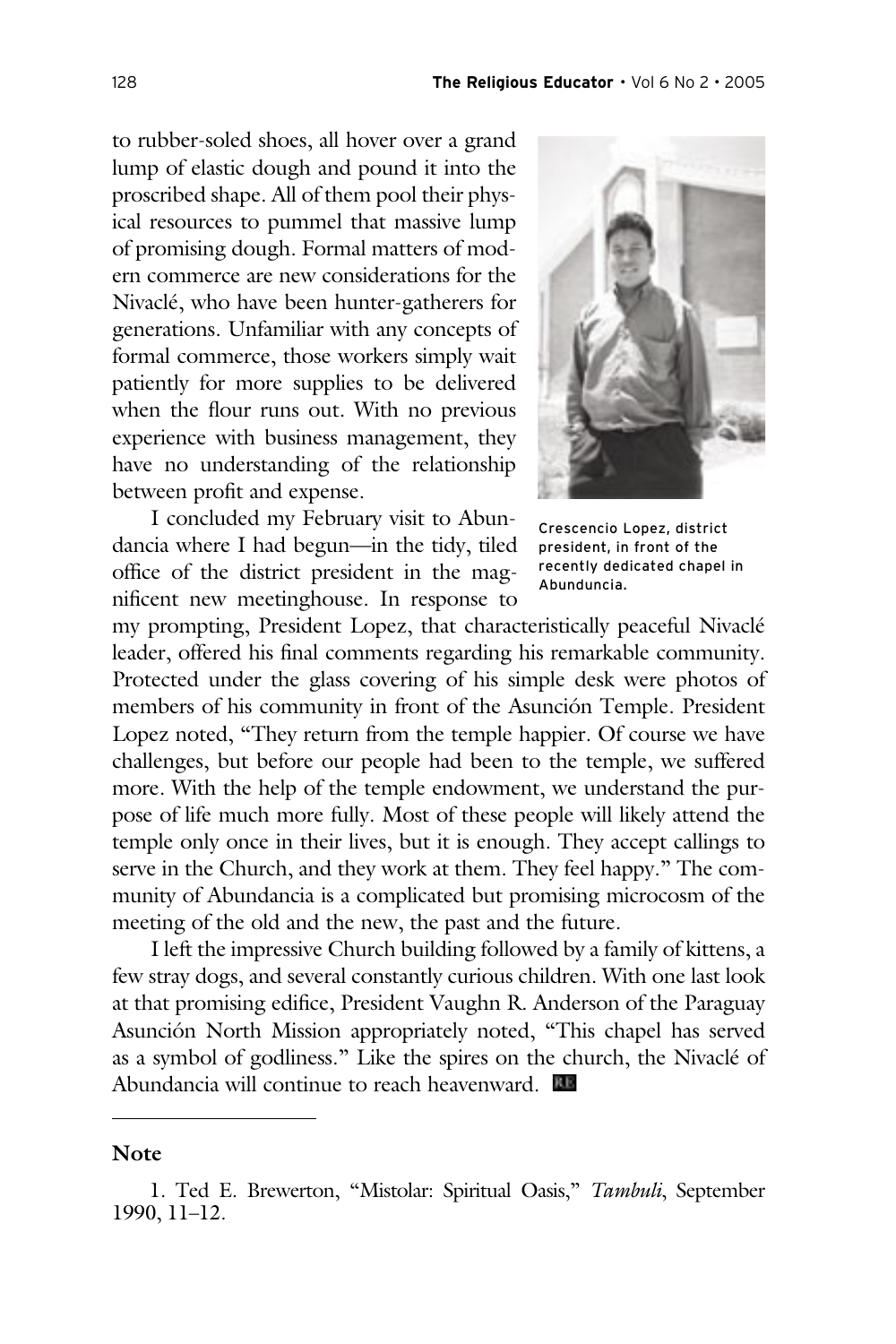to rubber-soled shoes, all hover over a grand lump of elastic dough and pound it into the proscribed shape. All of them pool their physical resources to pummel that massive lump of promising dough. Formal matters of modern commerce are new considerations for the Nivaclé, who have been hunter-gatherers for generations. Unfamiliar with any concepts of formal commerce, those workers simply wait patiently for more supplies to be delivered when the flour runs out. With no previous experience with business management, they have no understanding of the relationship between profit and expense.

Crescencio Lopez, district president, in front of the recently dedicated chapel in Abunduncia.

I concluded my February visit to Abundancia where I had begun—in the tidy, tiled office of the district president in the magnificent new meetinghouse. In response to my prompting, President Lopez, that characteristically peaceful Nivaclé leader, offered his final comments regarding his remarkable community. Protected under the glass covering of his simple desk were photos of members of his community in front of the Asunción Temple. President Lopez noted, "They return from the temple happier. Of course we have challenges, but before our people had been to the temple, we suffered more. With the help of the temple endowment, we understand the purpose of life much more fully. Most of these people will likely attend the temple only once in their lives, but it is enough. They accept callings to serve in the Church, and they work at them. They feel happy." The community of Abundancia is a complicated but promising microcosm of the meeting of the old and the new, the past and the future.

I left the impressive Church building followed by a family of kittens, a few stray dogs, and several constantly curious children. With one last look at that promising edifice, President Vaughn R. Anderson of the Paraguay Asunción North Mission appropriately noted, "This chapel has served as a symbol of godliness." Like the spires on the church, the Nivaclé of Abundancia will continue to reach heavenward.

---

**Note**

1. Ted E. Brewerton, "Mistolar: Spiritual Oasis," *Tambuli*, September 1990, 11–12.